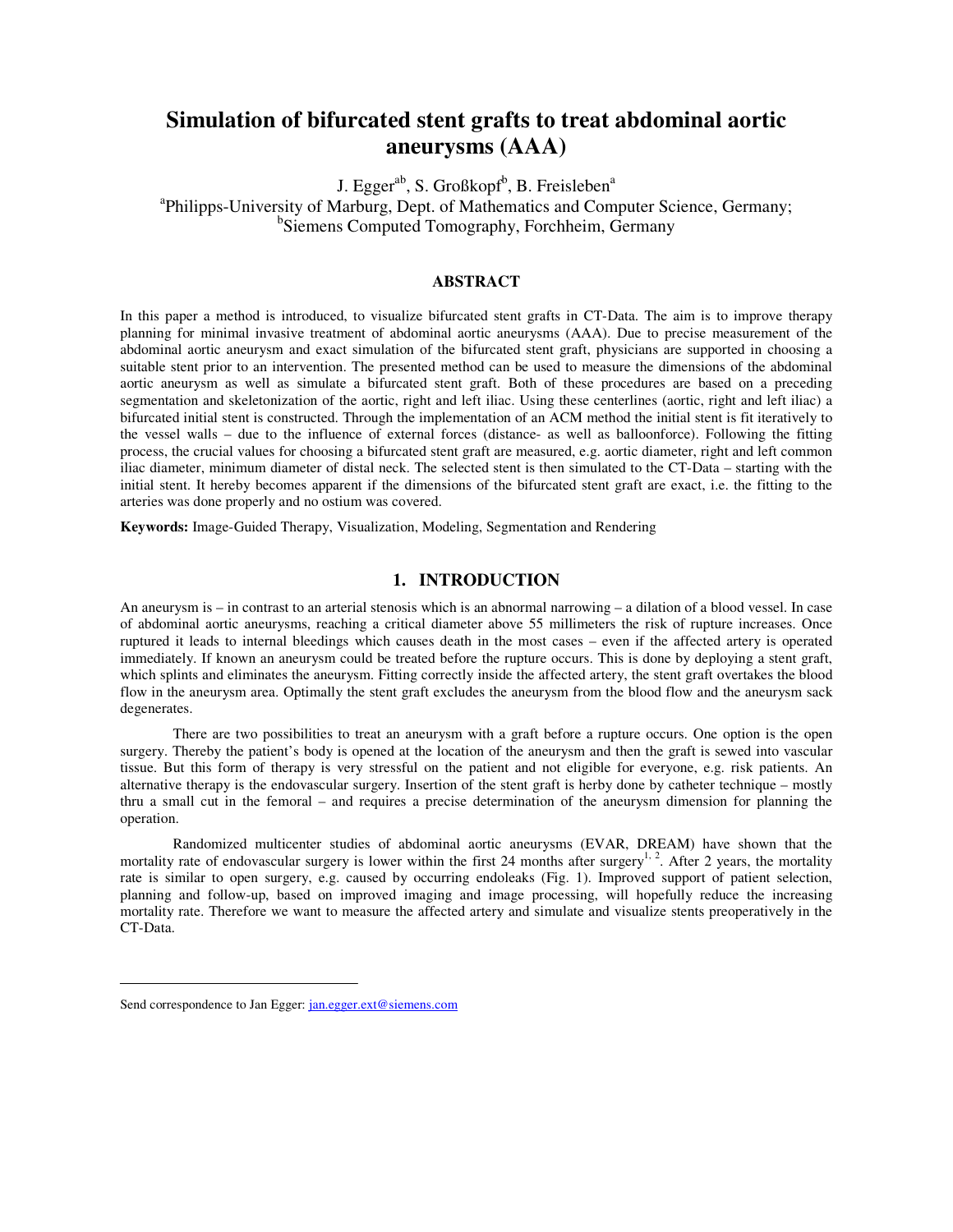# Simulation of bifurcated stent grafts to treat abdominal aortic aneurysms (AAA)

J. Egger[ab], S. Großkopf[b], B. Freisleben[a]

[a]Philipps-University of Marburg, Dept. of Mathematics and Computer Science, Germany;
[b]Siemens Computed Tomography, Forchheim, Germany

## ABSTRACT

In this paper a method is introduced, to visualize bifurcated stent grafts in CT-Data. The aim is to improve therapy planning for minimal invasive treatment of abdominal aortic aneurysms (AAA). Due to precise measurement of the abdominal aortic aneurysm and exact simulation of the bifurcated stent graft, physicians are supported in choosing a suitable stent prior to an intervention. The presented method can be used to measure the dimensions of the abdominal aortic aneurysm as well as simulate a bifurcated stent graft. Both of these procedures are based on a preceding segmentation and skeletonization of the aortic, right and left iliac. Using these centerlines (aortic, right and left iliac) a bifurcated initial stent is constructed. Through the implementation of an ACM method the initial stent is fit iteratively to the vessel walls – due to the influence of external forces (distance- as well as balloonforce). Following the fitting process, the crucial values for choosing a bifurcated stent graft are measured, e.g. aortic diameter, right and left common iliac diameter, minimum diameter of distal neck. The selected stent is then simulated to the CT-Data – starting with the initial stent. It hereby becomes apparent if the dimensions of the bifurcated stent graft are exact, i.e. the fitting to the arteries was done properly and no ostium was covered.

**Keywords:** Image-Guided Therapy, Visualization, Modeling, Segmentation and Rendering

## 1. INTRODUCTION

An aneurysm is – in contrast to an arterial stenosis which is an abnormal narrowing – a dilation of a blood vessel. In case of abdominal aortic aneurysms, reaching a critical diameter above 55 millimeters the risk of rupture increases. Once ruptured it leads to internal bleedings which causes death in the most cases – even if the affected artery is operated immediately. If known an aneurysm could be treated before the rupture occurs. This is done by deploying a stent graft, which splints and eliminates the aneurysm. Fitting correctly inside the affected artery, the stent graft overtakes the blood flow in the aneurysm area. Optimally the stent graft excludes the aneurysm from the blood flow and the aneurysm sack degenerates.

There are two possibilities to treat an aneurysm with a graft before a rupture occurs. One option is the open surgery. Thereby the patient's body is opened at the location of the aneurysm and then the graft is sewed into vascular tissue. But this form of therapy is very stressful on the patient and not eligible for everyone, e.g. risk patients. An alternative therapy is the endovascular surgery. Insertion of the stent graft is herby done by catheter technique – mostly thru a small cut in the femoral – and requires a precise determination of the aneurysm dimension for planning the operation.

Randomized multicenter studies of abdominal aortic aneurysms (EVAR, DREAM) have shown that the mortality rate of endovascular surgery is lower within the first 24 months after surgery[1, 2]. After 2 years, the mortality rate is similar to open surgery, e.g. caused by occurring endoleaks (Fig. 1). Improved support of patient selection, planning and follow-up, based on improved imaging and image processing, will hopefully reduce the increasing mortality rate. Therefore we want to measure the affected artery and simulate and visualize stents preoperatively in the CT-Data.

---

Send correspondence to Jan Egger: jan.egger.ext@siemens.com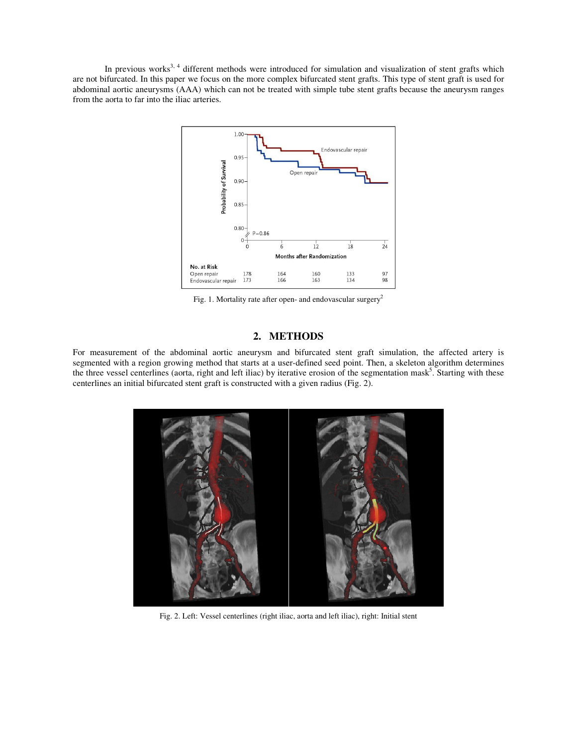In previous works[3, 4] different methods were introduced for simulation and visualization of stent grafts which are not bifurcated. In this paper we focus on the more complex bifurcated stent grafts. This type of stent graft is used for abdominal aortic aneurysms (AAA) which can not be treated with simple tube stent grafts because the aneurysm ranges from the aorta to far into the iliac arteries.

Fig. 1. Mortality rate after open- and endovascular surgery[2]

## 2. METHODS

For measurement of the abdominal aortic aneurysm and bifurcated stent graft simulation, the affected artery is segmented with a region growing method that starts at a user-defined seed point. Then, a skeleton algorithm determines the three vessel centerlines (aorta, right and left iliac) by iterative erosion of the segmentation mask[5]. Starting with these centerlines an initial bifurcated stent graft is constructed with a given radius (Fig. 2).

Fig. 2. Left: Vessel centerlines (right iliac, aorta and left iliac), right: Initial stent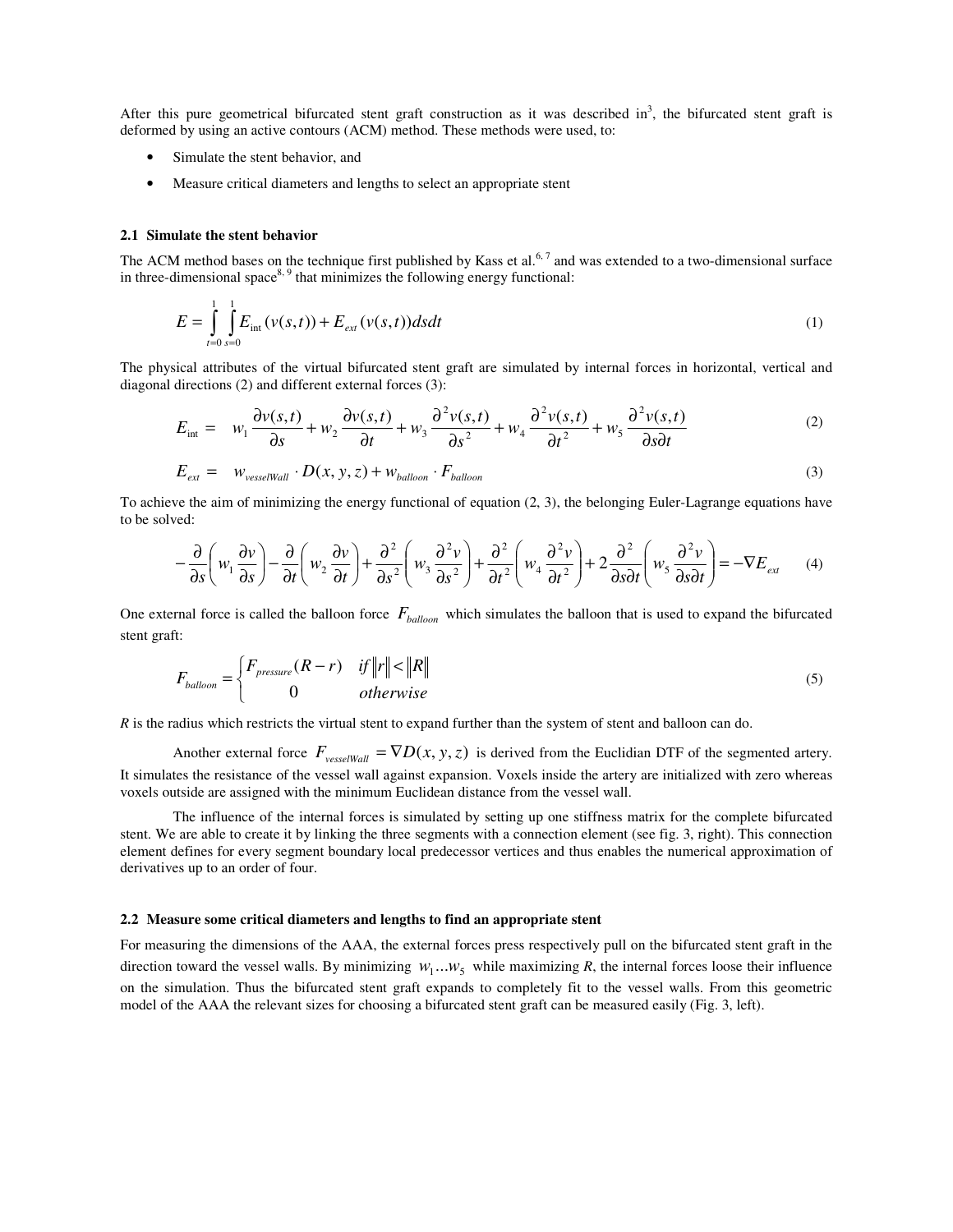After this pure geometrical bifurcated stent graft construction as it was described in[3], the bifurcated stent graft is deformed by using an active contours (ACM) method. These methods were used, to:

- Simulate the stent behavior, and
- Measure critical diameters and lengths to select an appropriate stent

### 2.1 Simulate the stent behavior

The ACM method bases on the technique first published by Kass et al.[6, 7] and was extended to a two-dimensional surface in three-dimensional space[8, 9] that minimizes the following energy functional:

$$E = \int_{t=0}^{1} \int_{s=0}^{1} E_{\text{int}}(v(s,t)) + E_{ext}(v(s,t)) ds dt \tag{1}$$

The physical attributes of the virtual bifurcated stent graft are simulated by internal forces in horizontal, vertical and diagonal directions (2) and different external forces (3):

$$E_{\text{int}} = \quad w_1 \frac{\partial v(s,t)}{\partial s} + w_2 \frac{\partial v(s,t)}{\partial t} + w_3 \frac{\partial^2 v(s,t)}{\partial s^2} + w_4 \frac{\partial^2 v(s,t)}{\partial t^2} + w_5 \frac{\partial^2 v(s,t)}{\partial s \partial t} \tag{2}$$

$$E_{ext} = \quad w_{vesselWall} \cdot D(x,y,z) + w_{balloon} \cdot F_{balloon} \tag{3}$$

To achieve the aim of minimizing the energy functional of equation (2, 3), the belonging Euler-Lagrange equations have to be solved:

$$-\frac{\partial}{\partial s}\left( w_1 \frac{\partial v}{\partial s} \right) - \frac{\partial}{\partial t}\left( w_2 \frac{\partial v}{\partial t} \right) + \frac{\partial^2}{\partial s^2}\left( w_3 \frac{\partial^2 v}{\partial s^2} \right) + \frac{\partial^2}{\partial t^2}\left( w_4 \frac{\partial^2 v}{\partial t^2} \right) + 2\frac{\partial^2}{\partial s \partial t}\left( w_5 \frac{\partial^2 v}{\partial s \partial t} \right) = -\nabla E_{ext} \tag{4}$$

One external force is called the balloon force $F_{balloon}$ which simulates the balloon that is used to expand the bifurcated stent graft:

$$F_{balloon} = \begin{cases} F_{pressure}(R - r) & if \|r\| < \|R\| \\ 0 & otherwise \end{cases} \tag{5}$$

*R* is the radius which restricts the virtual stent to expand further than the system of stent and balloon can do.

Another external force $F_{vesselWall} = \nabla D(x,y,z)$ is derived from the Euclidian DTF of the segmented artery. It simulates the resistance of the vessel wall against expansion. Voxels inside the artery are initialized with zero whereas voxels outside are assigned with the minimum Euclidean distance from the vessel wall.

The influence of the internal forces is simulated by setting up one stiffness matrix for the complete bifurcated stent. We are able to create it by linking the three segments with a connection element (see fig. 3, right). This connection element defines for every segment boundary local predecessor vertices and thus enables the numerical approximation of derivatives up to an order of four.

### 2.2 Measure some critical diameters and lengths to find an appropriate stent

For measuring the dimensions of the AAA, the external forces press respectively pull on the bifurcated stent graft in the direction toward the vessel walls. By minimizing $w_1 \ldots w_5$ while maximizing *R*, the internal forces loose their influence on the simulation. Thus the bifurcated stent graft expands to completely fit to the vessel walls. From this geometric model of the AAA the relevant sizes for choosing a bifurcated stent graft can be measured easily (Fig. 3, left).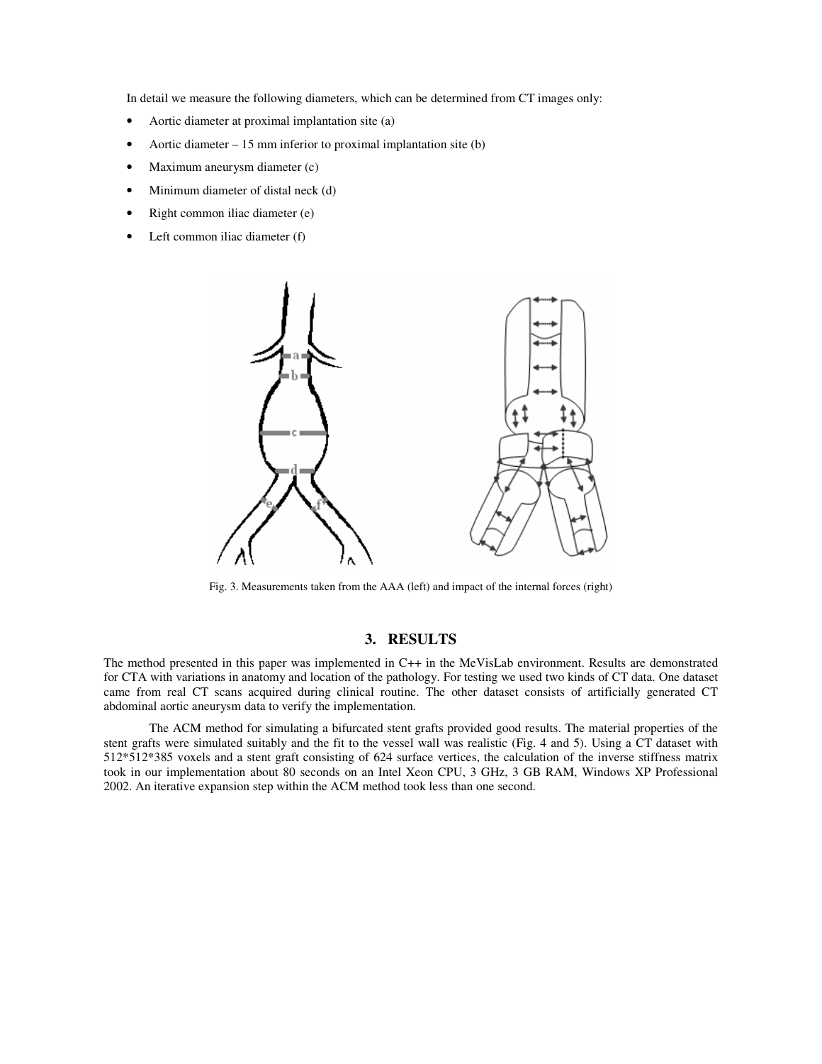In detail we measure the following diameters, which can be determined from CT images only:

- Aortic diameter at proximal implantation site (a)
- Aortic diameter – 15 mm inferior to proximal implantation site (b)
- Maximum aneurysm diameter (c)
- Minimum diameter of distal neck (d)
- Right common iliac diameter (e)
- Left common iliac diameter (f)

Fig. 3. Measurements taken from the AAA (left) and impact of the internal forces (right)

## 3. RESULTS

The method presented in this paper was implemented in C++ in the MeVisLab environment. Results are demonstrated for CTA with variations in anatomy and location of the pathology. For testing we used two kinds of CT data. One dataset came from real CT scans acquired during clinical routine. The other dataset consists of artificially generated CT abdominal aortic aneurysm data to verify the implementation.

The ACM method for simulating a bifurcated stent grafts provided good results. The material properties of the stent grafts were simulated suitably and the fit to the vessel wall was realistic (Fig. 4 and 5). Using a CT dataset with 512*512*385 voxels and a stent graft consisting of 624 surface vertices, the calculation of the inverse stiffness matrix took in our implementation about 80 seconds on an Intel Xeon CPU, 3 GHz, 3 GB RAM, Windows XP Professional 2002. An iterative expansion step within the ACM method took less than one second.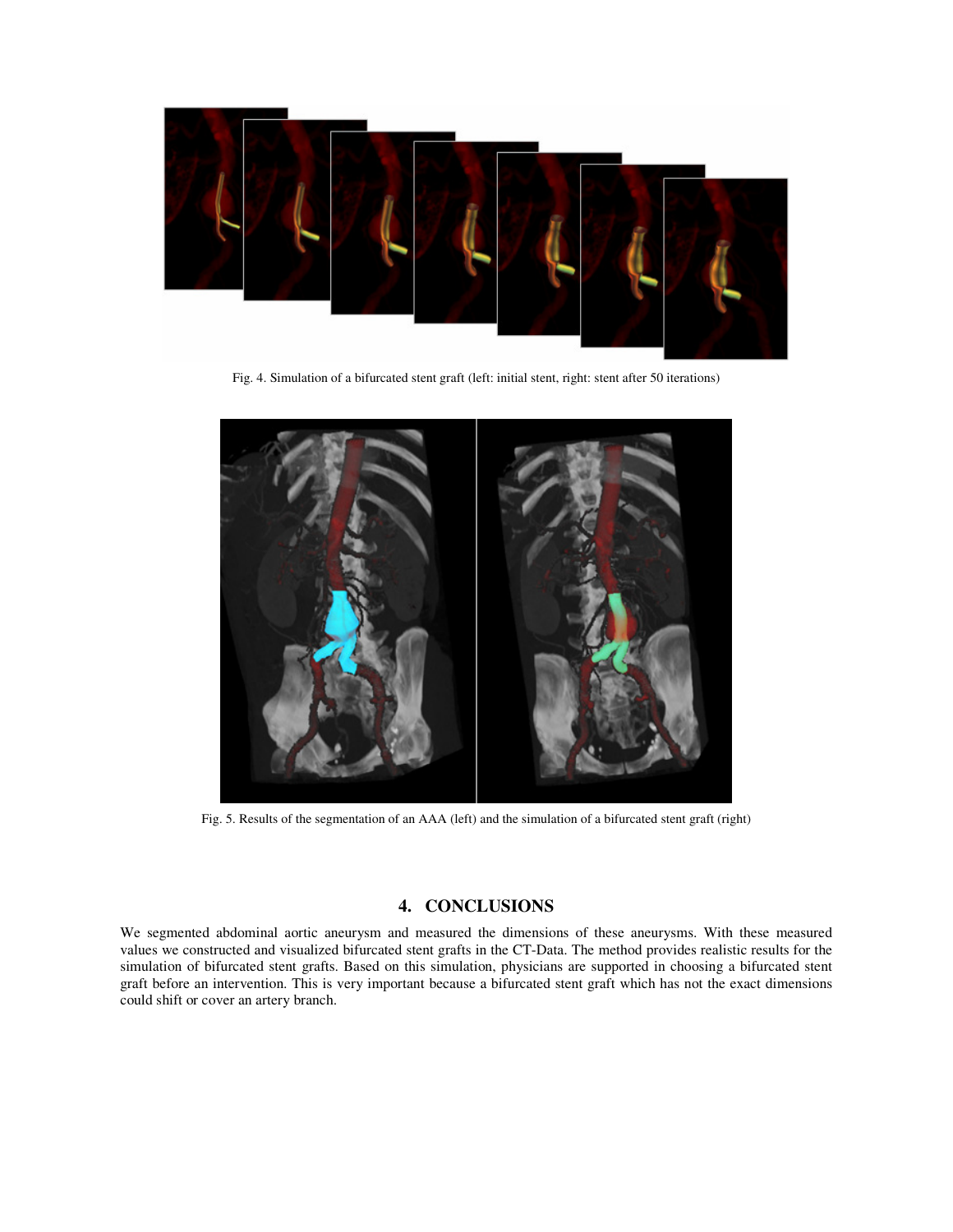Fig. 4. Simulation of a bifurcated stent graft (left: initial stent, right: stent after 50 iterations)

Fig. 5. Results of the segmentation of an AAA (left) and the simulation of a bifurcated stent graft (right)

## 4. CONCLUSIONS

We segmented abdominal aortic aneurysm and measured the dimensions of these aneurysms. With these measured values we constructed and visualized bifurcated stent grafts in the CT-Data. The method provides realistic results for the simulation of bifurcated stent grafts. Based on this simulation, physicians are supported in choosing a bifurcated stent graft before an intervention. This is very important because a bifurcated stent graft which has not the exact dimensions could shift or cover an artery branch.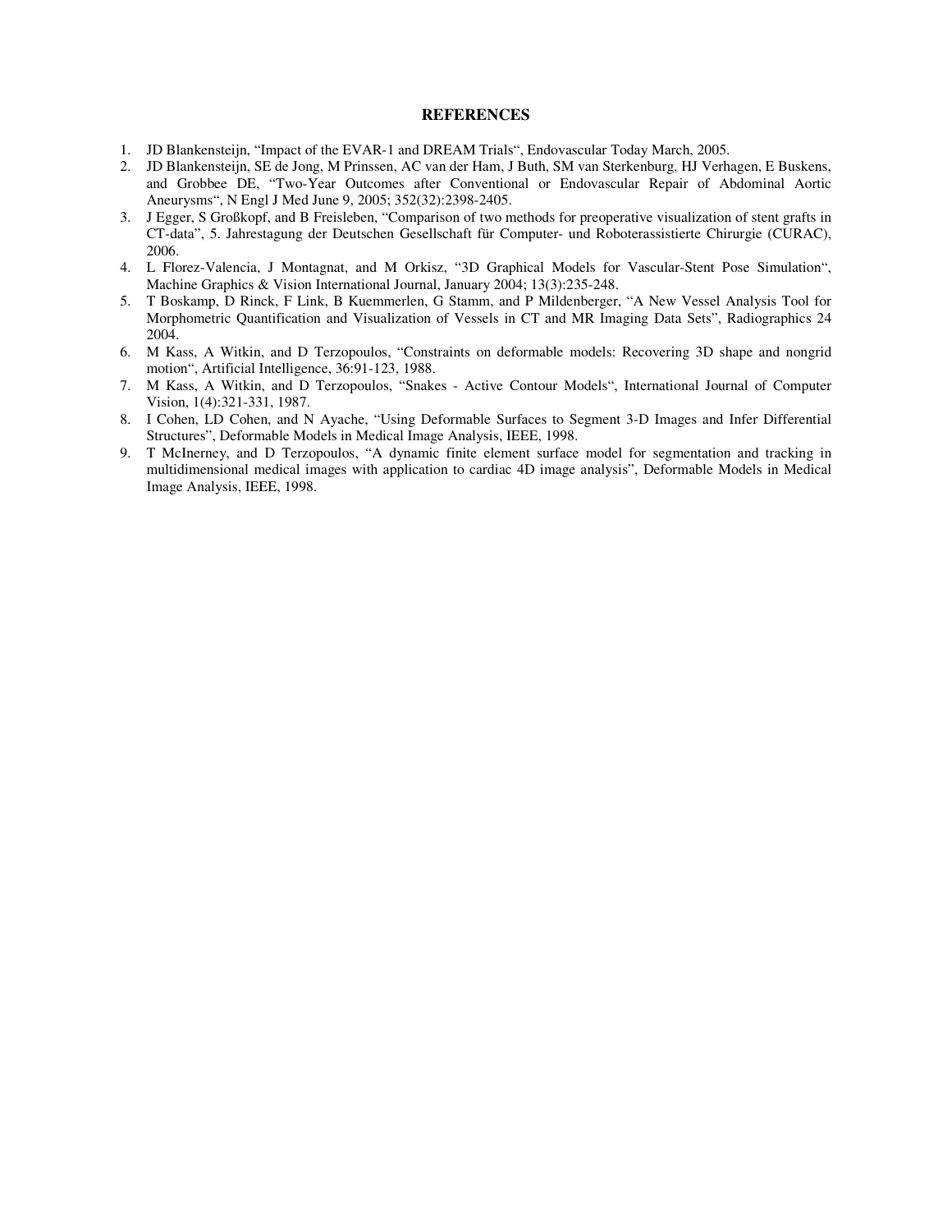## REFERENCES

1. JD Blankensteijn, "Impact of the EVAR-1 and DREAM Trials", Endovascular Today March, 2005.
2. JD Blankensteijn, SE de Jong, M Prinssen, AC van der Ham, J Buth, SM van Sterkenburg, HJ Verhagen, E Buskens, and Grobbee DE, "Two-Year Outcomes after Conventional or Endovascular Repair of Abdominal Aortic Aneurysms", N Engl J Med June 9, 2005; 352(32):2398-2405.
3. J Egger, S Großkopf, and B Freisleben, "Comparison of two methods for preoperative visualization of stent grafts in CT-data", 5. Jahrestagung der Deutschen Gesellschaft für Computer- und Roboterassistierte Chirurgie (CURAC), 2006.
4. L Florez-Valencia, J Montagnat, and M Orkisz, "3D Graphical Models for Vascular-Stent Pose Simulation", Machine Graphics & Vision International Journal, January 2004; 13(3):235-248.
5. T Boskamp, D Rinck, F Link, B Kuemmerlen, G Stamm, and P Mildenberger, "A New Vessel Analysis Tool for Morphometric Quantification and Visualization of Vessels in CT and MR Imaging Data Sets", Radiographics 24 2004.
6. M Kass, A Witkin, and D Terzopoulos, "Constraints on deformable models: Recovering 3D shape and nongrid motion", Artificial Intelligence, 36:91-123, 1988.
7. M Kass, A Witkin, and D Terzopoulos, "Snakes - Active Contour Models", International Journal of Computer Vision, 1(4):321-331, 1987.
8. I Cohen, LD Cohen, and N Ayache, "Using Deformable Surfaces to Segment 3-D Images and Infer Differential Structures", Deformable Models in Medical Image Analysis, IEEE, 1998.
9. T McInerney, and D Terzopoulos, "A dynamic finite element surface model for segmentation and tracking in multidimensional medical images with application to cardiac 4D image analysis", Deformable Models in Medical Image Analysis, IEEE, 1998.